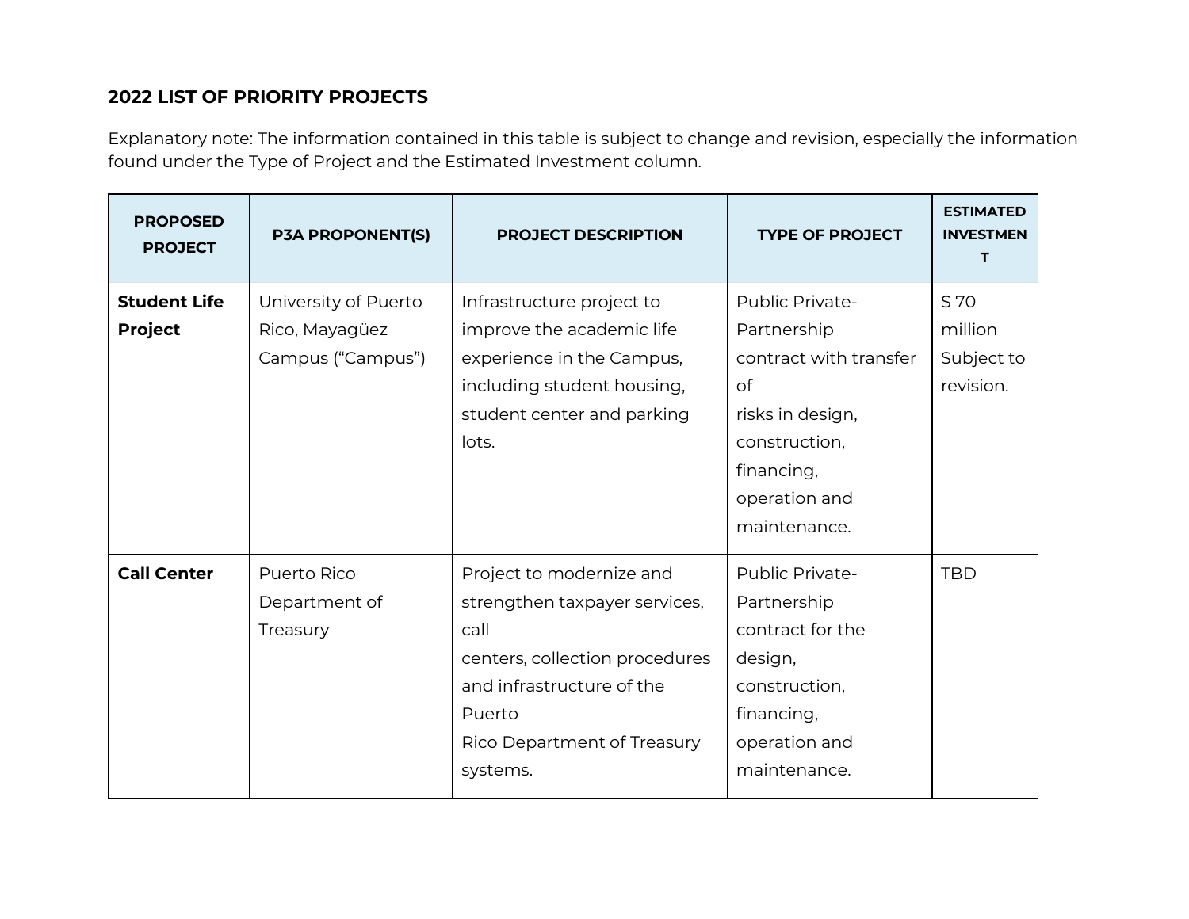## 2022 LIST OF PRIORITY PROJECTS

Explanatory note: The information contained in this table is subject to change and revision, especially the information found under the Type of Project and the Estimated Investment column.

| PROPOSED PROJECT | P3A PROPONENT(S) | PROJECT DESCRIPTION | TYPE OF PROJECT | ESTIMATED INVESTMENT |
|---|---|---|---|---|
| **Student Life Project** | University of Puerto Rico, Mayagüez Campus ("Campus") | Infrastructure project to improve the academic life experience in the Campus, including student housing, student center and parking lots. | Public Private-Partnership contract with transfer of risks in design, construction, financing, operation and maintenance. | $ 70 million Subject to revision. |
| **Call Center** | Puerto Rico Department of Treasury | Project to modernize and strengthen taxpayer services, call centers, collection procedures and infrastructure of the Puerto Rico Department of Treasury systems. | Public Private-Partnership contract for the design, construction, financing, operation and maintenance. | TBD |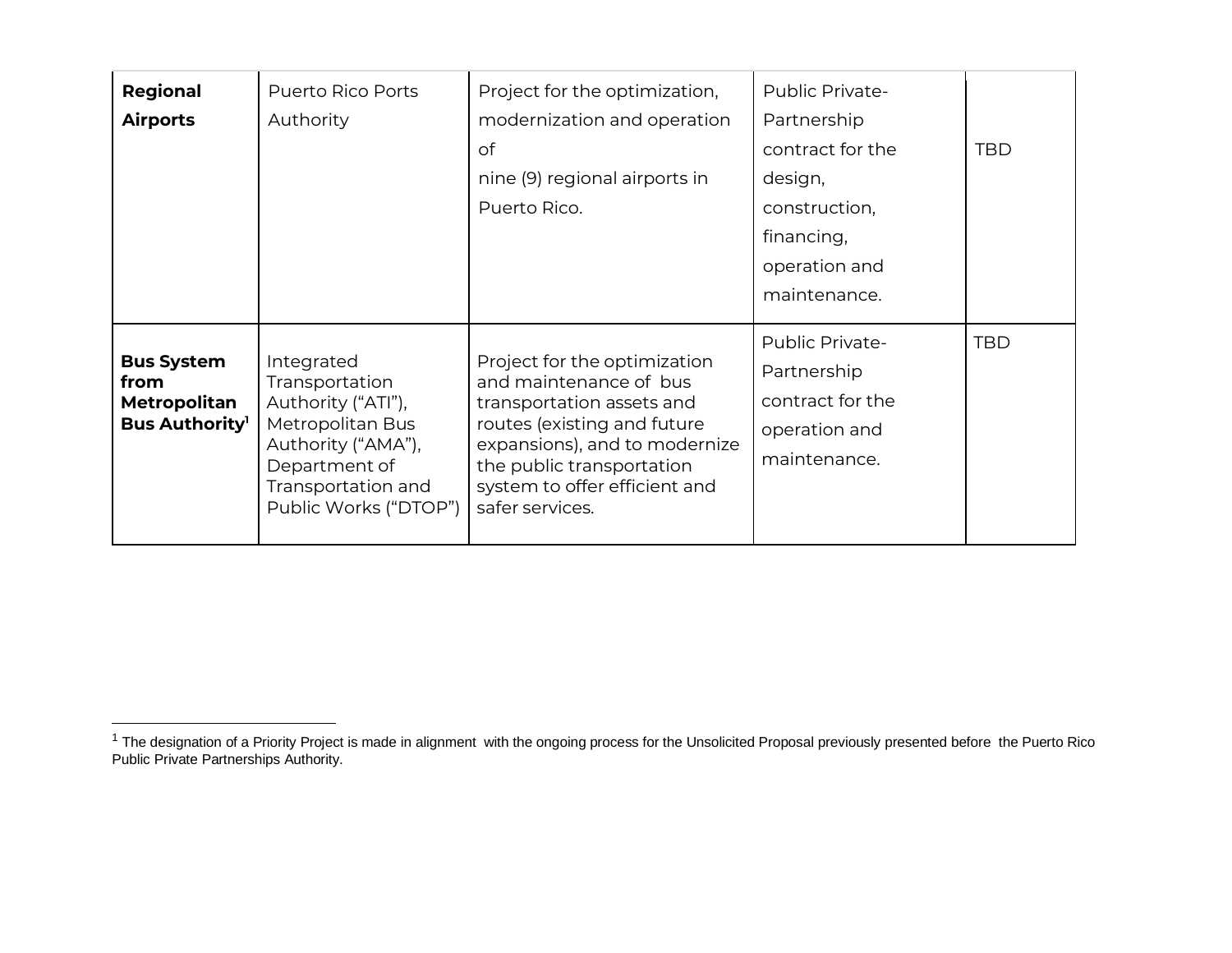| | | | | |
|---|---|---|---|---|
| **Regional Airports** | Puerto Rico Ports Authority | Project for the optimization, modernization and operation of nine (9) regional airports in Puerto Rico. | Public Private-Partnership contract for the design, construction, financing, operation and maintenance. | TBD |
| **Bus System from Metropolitan Bus Authority**[1] | Integrated Transportation Authority ("ATI"), Metropolitan Bus Authority ("AMA"), Department of Transportation and Public Works ("DTOP") | Project for the optimization and maintenance of bus transportation assets and routes (existing and future expansions), and to modernize the public transportation system to offer efficient and safer services. | Public Private-Partnership contract for the operation and maintenance. | TBD |

[1] The designation of a Priority Project is made in alignment with the ongoing process for the Unsolicited Proposal previously presented before the Puerto Rico Public Private Partnerships Authority.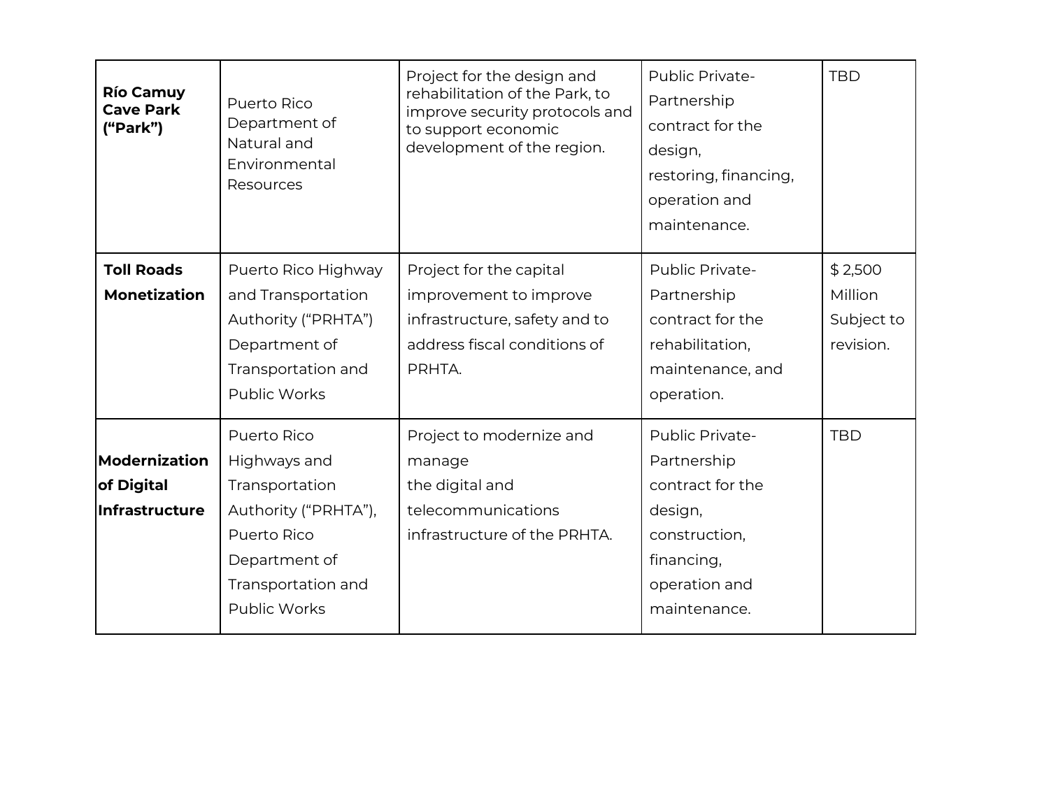| **Río Camuy Cave Park ("Park")** | Puerto Rico Department of Natural and Environmental Resources | Project for the design and rehabilitation of the Park, to improve security protocols and to support economic development of the region. | Public Private-Partnership contract for the design, restoring, financing, operation and maintenance. | TBD |
|---|---|---|---|---|
| **Toll Roads Monetization** | Puerto Rico Highway and Transportation Authority ("PRHTA") Department of Transportation and Public Works | Project for the capital improvement to improve infrastructure, safety and to address fiscal conditions of PRHTA. | Public Private-Partnership contract for the rehabilitation, maintenance, and operation. | $ 2,500 Million Subject to revision. |
| **Modernization of Digital Infrastructure** | Puerto Rico Highways and Transportation Authority ("PRHTA"), Puerto Rico Department of Transportation and Public Works | Project to modernize and manage the digital and telecommunications infrastructure of the PRHTA. | Public Private-Partnership contract for the design, construction, financing, operation and maintenance. | TBD |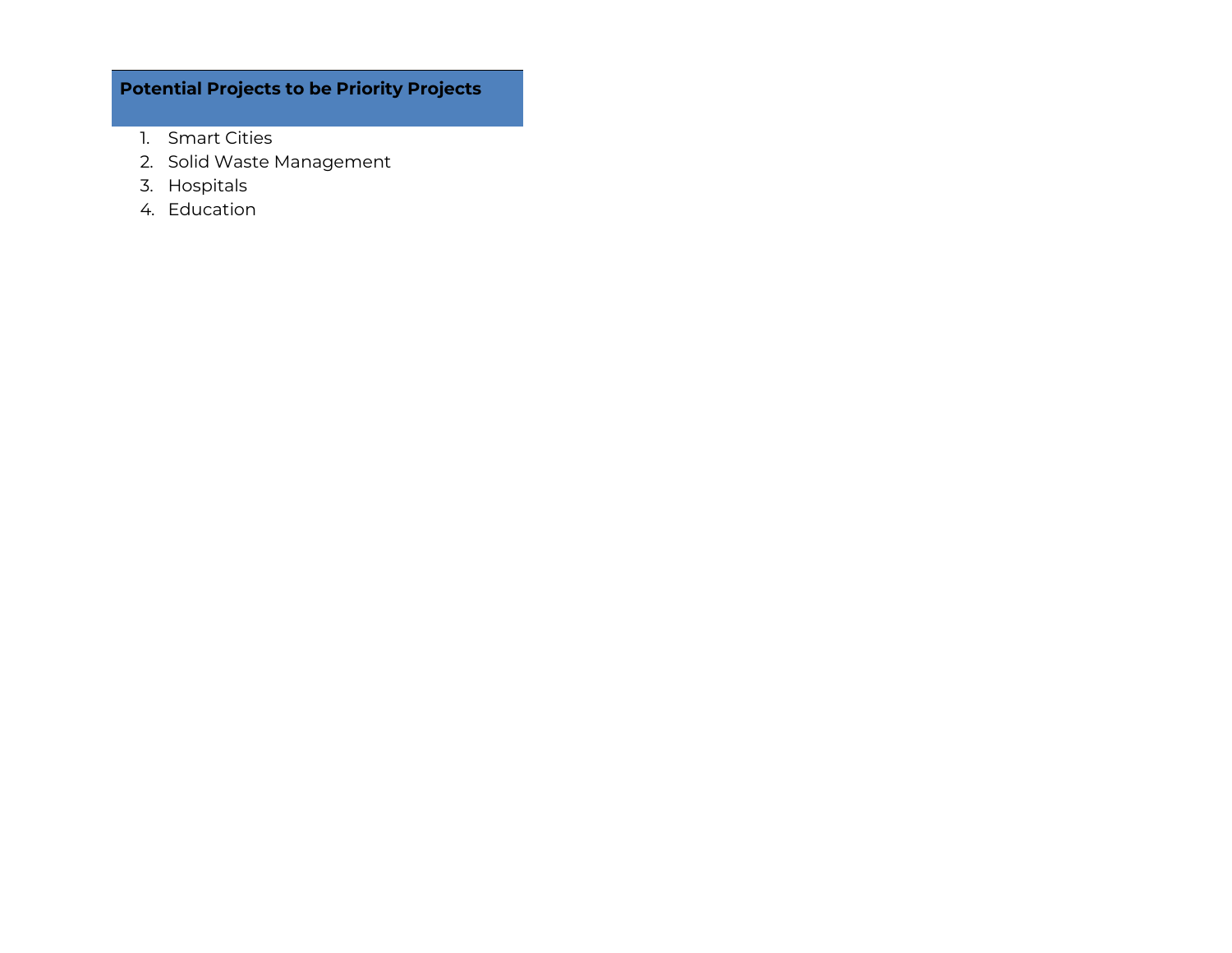**Potential Projects to be Priority Projects**

1. Smart Cities
2. Solid Waste Management
3. Hospitals
4. Education